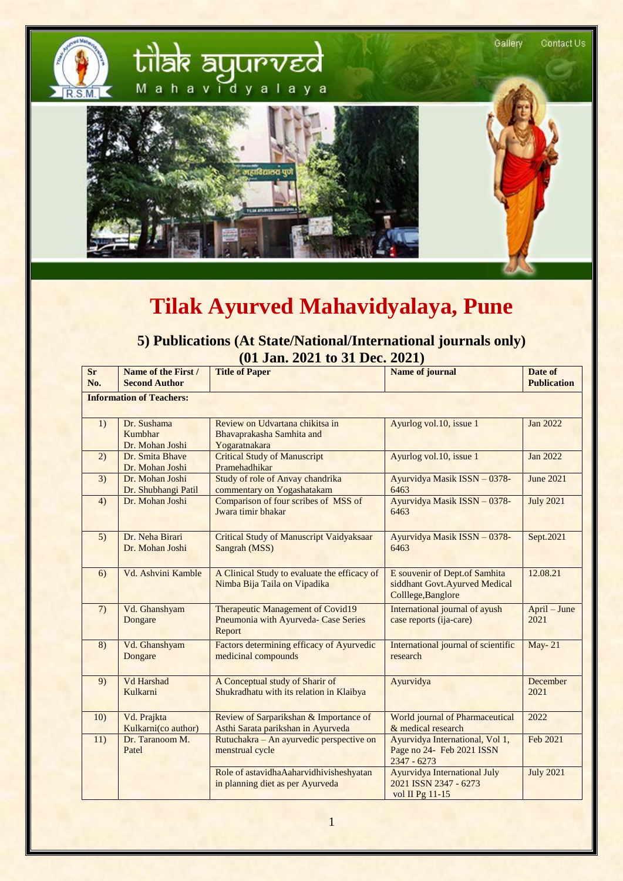# Tilak Ayurved Mahavidyalaya, Pune

## 5) Publications (At State/National/International journals only)
## (01 Jan. 2021 to 31 Dec. 2021)

| Sr No. | Name of the First / Second Author | Title of Paper | Name of journal | Date of Publication |
|---|---|---|---|---|
| **Information of Teachers:** | | | | |
| 1) | Dr. Sushama Kumbhar<br>Dr. Mohan Joshi | Review on Udvartana chikitsa in Bhavaprakasha Samhita and Yogaratnakara | Ayurlog vol.10, issue 1 | Jan 2022 |
| 2) | Dr. Smita Bhave<br>Dr. Mohan Joshi | Critical Study of Manuscript Pramehadhikar | Ayurlog vol.10, issue 1 | Jan 2022 |
| 3) | Dr. Mohan Joshi<br>Dr. Shubhangi Patil | Study of role of Anvay chandrika commentary on Yogashatakam | Ayurvidya Masik ISSN – 0378-6463 | June 2021 |
| 4) | Dr. Mohan Joshi | Comparison of four scribes of MSS of Jwara timir bhakar | Ayurvidya Masik ISSN – 0378-6463 | July 2021 |
| 5) | Dr. Neha Birari<br>Dr. Mohan Joshi | Critical Study of Manuscript Vaidyaksaar Sangrah (MSS) | Ayurvidya Masik ISSN – 0378-6463 | Sept.2021 |
| 6) | Vd. Ashvini Kamble | A Clinical Study to evaluate the efficacy of Nimba Bija Taila on Vipadika | E souvenir of Dept.of Samhita siddhant Govt.Ayurved Medical Colllege,Banglore | 12.08.21 |
| 7) | Vd. Ghanshyam Dongare | Therapeutic Management of Covid19 Pneumonia with Ayurveda- Case Series Report | International journal of ayush case reports (ija-care) | April – June 2021 |
| 8) | Vd. Ghanshyam Dongare | Factors determining efficacy of Ayurvedic medicinal compounds | International journal of scientific research | May- 21 |
| 9) | Vd Harshad Kulkarni | A Conceptual study of Sharir of Shukradhatu with its relation in Klaibya | Ayurvidya | December 2021 |
| 10) | Vd. Prajkta Kulkarni(co author) | Review of Sarparikshan & Importance of Asthi Sarata parikshan in Ayurveda | World journal of Pharmaceutical & medical research | 2022 |
| 11) | Dr. Taranoom M. Patel | Rutuchakra – An ayurvedic perspective on menstrual cycle | Ayurvidya International, Vol 1, Page no 24- Feb 2021 ISSN 2347 - 6273 | Feb 2021 |
| | | Role of astavidhaAaharvidhivisheshyatan in planning diet as per Ayurveda | Ayurvidya International July 2021 ISSN 2347 - 6273 vol II Pg 11-15 | July 2021 |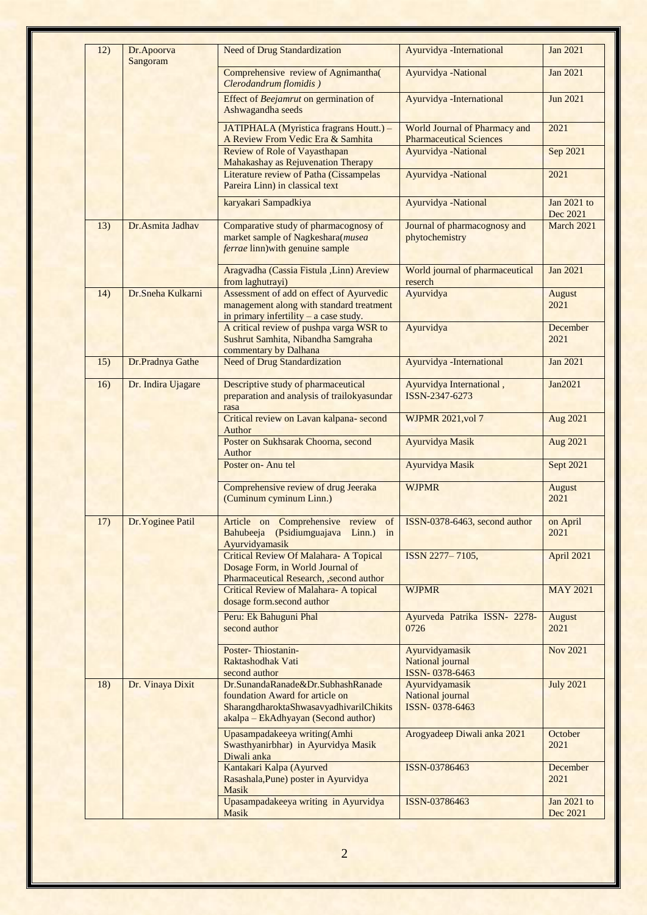| 12) | Dr.Apoorva Sangoram | Need of Drug Standardization | Ayurvidya -International | Jan 2021 |
|---|---|---|---|---|
| | | Comprehensive review of Agnimantha( *Clerodandrum flomidis )* | Ayurvidya -National | Jan 2021 |
| | | Effect of *Beejamrut* on germination of Ashwagandha seeds | Ayurvidya -International | Jun 2021 |
| | | JATIPHALA (Myristica fragrans Houtt.) – A Review From Vedic Era & Samhita | World Journal of Pharmacy and Pharmaceutical Sciences | 2021 |
| | | Review of Role of Vayasthapan Mahakashay as Rejuvenation Therapy | Ayurvidya -National | Sep 2021 |
| | | Literature review of Patha (Cissampelas Pareira Linn) in classical text | Ayurvidya -National | 2021 |
| | | karyakari Sampadkiya | Ayurvidya -National | Jan 2021 to Dec 2021 |
| 13) | Dr.Asmita Jadhav | Comparative study of pharmacognosy of market sample of Nagkeshara(*musea ferrae* linn)with genuine sample | Journal of pharmacognosy and phytochemistry | March 2021 |
| | | Aragvadha (Cassia Fistula ,Linn) Areview from laghutrayi) | World journal of pharmaceutical reserch | Jan 2021 |
| 14) | Dr.Sneha Kulkarni | Assessment of add on effect of Ayurvedic management along with standard treatment in primary infertility – a case study. | Ayurvidya | August 2021 |
| | | A critical review of pushpa varga WSR to Sushrut Samhita, Nibandha Samgraha commentary by Dalhana | Ayurvidya | December 2021 |
| 15) | Dr.Pradnya Gathe | Need of Drug Standardization | Ayurvidya -International | Jan 2021 |
| 16) | Dr. Indira Ujagare | Descriptive study of pharmaceutical preparation and analysis of trailokyasundar rasa | Ayurvidya International , ISSN-2347-6273 | Jan2021 |
| | | Critical review on Lavan kalpana- second Author | WJPMR 2021,vol 7 | Aug 2021 |
| | | Poster on Sukhsarak Choorna, second Author | Ayurvidya Masik | Aug 2021 |
| | | Poster on- Anu tel | Ayurvidya Masik | Sept 2021 |
| | | Comprehensive review of drug Jeeraka (Cuminum cyminum Linn.) | WJPMR | August 2021 |
| 17) | Dr.Yoginee Patil | Article on Comprehensive review of Bahubeeja (Psidiumguajava Linn.) in Ayurvidyamasik | ISSN-0378-6463, second author | on April 2021 |
| | | Critical Review Of Malahara- A Topical Dosage Form, in World Journal of Pharmaceutical Research, ,second author | ISSN 2277– 7105, | April 2021 |
| | | Critical Review of Malahara- A topical dosage form.second author | WJPMR | MAY 2021 |
| | | Peru: Ek Bahuguni Phal second author | Ayurveda Patrika ISSN- 2278-0726 | August 2021 |
| | | Poster- Thiostanin- Raktashodhak Vati second author | Ayurvidyamasik National journal ISSN- 0378-6463 | Nov 2021 |
| 18) | Dr. Vinaya Dixit | Dr.SunandaRanade&Dr.SubhashRanade foundation Award for article on SharangdharoktaShwasavyadhivarilChikitsakalpa – EkAdhyayan (Second author) | Ayurvidyamasik National journal ISSN- 0378-6463 | July 2021 |
| | | Upasampadakeeya writing(Amhi Swasthyanirbhar) in Ayurvidya Masik Diwali anka | Arogyadeep Diwali anka 2021 | October 2021 |
| | | Kantakari Kalpa (Ayurved Rasashala,Pune) poster in Ayurvidya Masik | ISSN-03786463 | December 2021 |
| | | Upasampadakeeya writing in Ayurvidya Masik | ISSN-03786463 | Jan 2021 to Dec 2021 |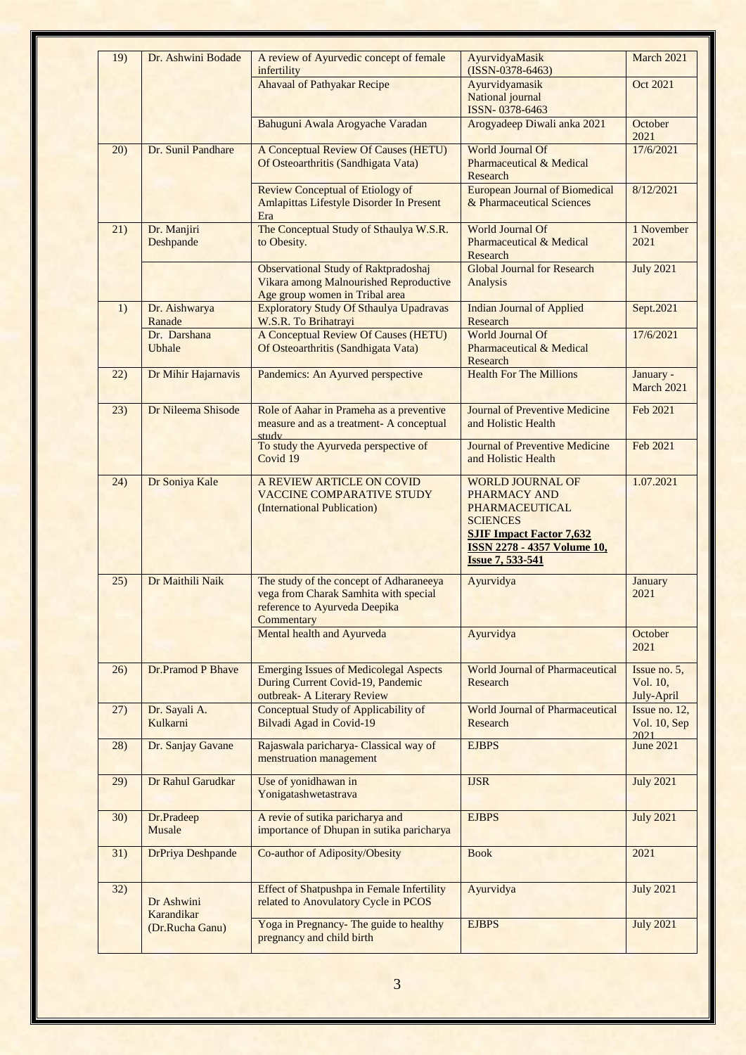| 19) | Dr. Ashwini Bodade | A review of Ayurvedic concept of female infertility | AyurvidyaMasik (ISSN-0378-6463) | March 2021 |
|---|---|---|---|---|
| | | Ahavaal of Pathyakar Recipe | Ayurvidyamasik National journal ISSN- 0378-6463 | Oct 2021 |
| | | Bahuguni Awala Arogyache Varadan | Arogyadeep Diwali anka 2021 | October 2021 |
| 20) | Dr. Sunil Pandhare | A Conceptual Review Of Causes (HETU) Of Osteoarthritis (Sandhigata Vata) | World Journal Of Pharmaceutical & Medical Research | 17/6/2021 |
| | | Review Conceptual of Etiology of Amlapittas Lifestyle Disorder In Present Era | European Journal of Biomedical & Pharmaceutical Sciences | 8/12/2021 |
| 21) | Dr. Manjiri Deshpande | The Conceptual Study of Sthaulya W.S.R. to Obesity. | World Journal Of Pharmaceutical & Medical Research | 1 November 2021 |
| | | Observational Study of Raktpradoshaj Vikara among Malnourished Reproductive Age group women in Tribal area | Global Journal for Research Analysis | July 2021 |
| 1) | Dr. Aishwarya Ranade | Exploratory Study Of Sthaulya Upadravas W.S.R. To Brihatrayi | Indian Journal of Applied Research | Sept.2021 |
| | Dr. Darshana Ubhale | A Conceptual Review Of Causes (HETU) Of Osteoarthritis (Sandhigata Vata) | World Journal Of Pharmaceutical & Medical Research | 17/6/2021 |
| 22) | Dr Mihir Hajarnavis | Pandemics: An Ayurved perspective | Health For The Millions | January - March 2021 |
| 23) | Dr Nileema Shisode | Role of Aahar in Prameha as a preventive measure and as a treatment- A conceptual study | Journal of Preventive Medicine and Holistic Health | Feb 2021 |
| | | To study the Ayurveda perspective of Covid 19 | Journal of Preventive Medicine and Holistic Health | Feb 2021 |
| 24) | Dr Soniya Kale | A REVIEW ARTICLE ON COVID VACCINE COMPARATIVE STUDY (International Publication) | WORLD JOURNAL OF PHARMACY AND PHARMACEUTICAL SCIENCES **SJIF Impact Factor 7,632** **ISSN 2278 - 4357 Volume 10, Issue 7, 533-541** | 1.07.2021 |
| 25) | Dr Maithili Naik | The study of the concept of Adharaneeya vega from Charak Samhita with special reference to Ayurveda Deepika Commentary | Ayurvidya | January 2021 |
| | | Mental health and Ayurveda | Ayurvidya | October 2021 |
| 26) | Dr.Pramod P Bhave | Emerging Issues of Medicolegal Aspects During Current Covid-19, Pandemic outbreak- A Literary Review | World Journal of Pharmaceutical Research | Issue no. 5, Vol. 10, July-April |
| 27) | Dr. Sayali A. Kulkarni | Conceptual Study of Applicability of Bilvadi Agad in Covid-19 | World Journal of Pharmaceutical Research | Issue no. 12, Vol. 10, Sep 2021 |
| 28) | Dr. Sanjay Gavane | Rajaswala paricharya- Classical way of menstruation management | EJBPS | June 2021 |
| 29) | Dr Rahul Garudkar | Use of yonidhawan in Yonigatashwetastrava | IJSR | July 2021 |
| 30) | Dr.Pradeep Musale | A revie of sutika paricharya and importance of Dhupan in sutika paricharya | EJBPS | July 2021 |
| 31) | DrPriya Deshpande | Co-author of Adiposity/Obesity | Book | 2021 |
| 32) | Dr Ashwini Karandikar (Dr.Rucha Ganu) | Effect of Shatpushpa in Female Infertility related to Anovulatory Cycle in PCOS | Ayurvidya | July 2021 |
| | | Yoga in Pregnancy- The guide to healthy pregnancy and child birth | EJBPS | July 2021 |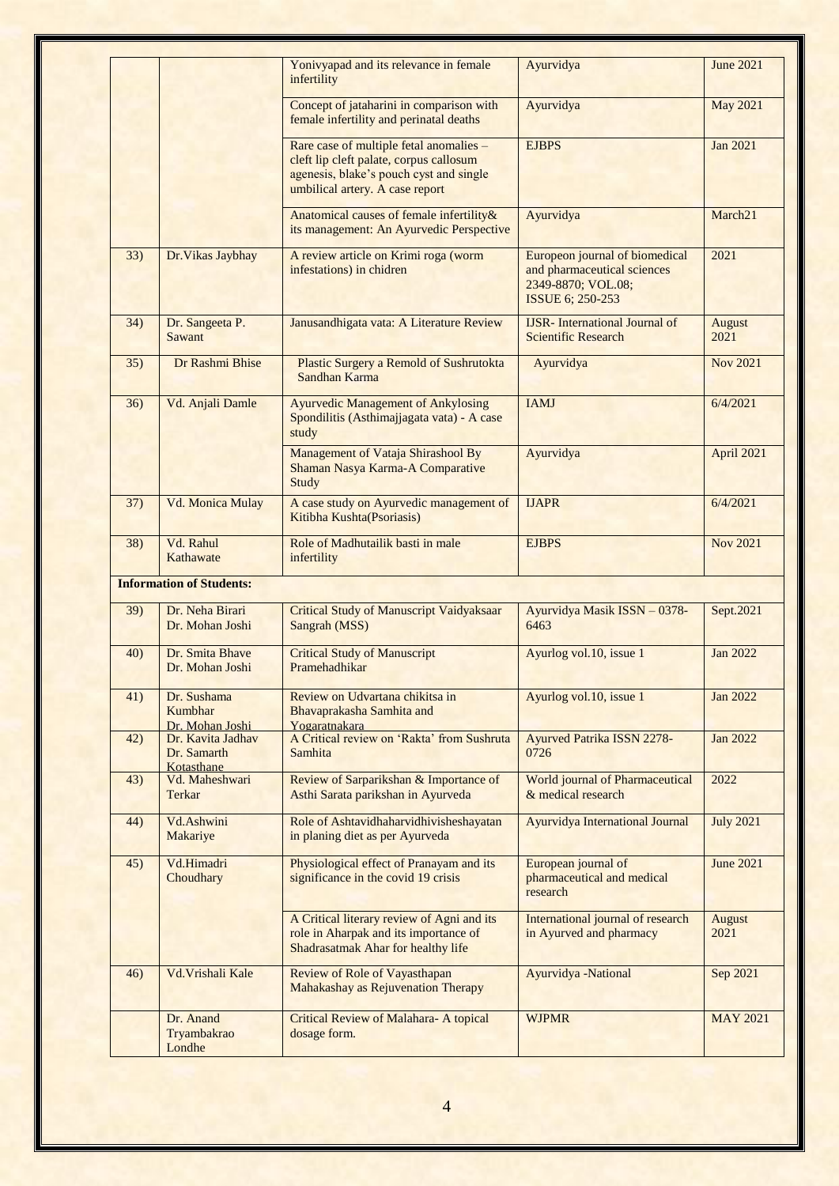| | | Yonivyapad and its relevance in female infertility | Ayurvidya | June 2021 |
|---|---|---|---|---|
| | | Concept of jataharini in comparison with female infertility and perinatal deaths | Ayurvidya | May 2021 |
| | | Rare case of multiple fetal anomalies – cleft lip cleft palate, corpus callosum agenesis, blake's pouch cyst and single umbilical artery. A case report | EJBPS | Jan 2021 |
| | | Anatomical causes of female infertility& its management: An Ayurvedic Perspective | Ayurvidya | March21 |
| 33) | Dr.Vikas Jaybhay | A review article on Krimi roga (worm infestations) in chidren | Europeon journal of biomedical and pharmaceutical sciences 2349-8870; VOL.08; ISSUE 6; 250-253 | 2021 |
| 34) | Dr. Sangeeta P. Sawant | Janusandhigata vata: A Literature Review | IJSR- International Journal of Scientific Research | August 2021 |
| 35) | Dr Rashmi Bhise | Plastic Surgery a Remold of Sushrutokta Sandhan Karma | Ayurvidya | Nov 2021 |
| 36) | Vd. Anjali Damle | Ayurvedic Management of Ankylosing Spondilitis (Asthimajjagata vata) - A case study | IAMJ | 6/4/2021 |
| | | Management of Vataja Shirashool By Shaman Nasya Karma-A Comparative Study | Ayurvidya | April 2021 |
| 37) | Vd. Monica Mulay | A case study on Ayurvedic management of Kitibha Kushta(Psoriasis) | IJAPR | 6/4/2021 |
| 38) | Vd. Rahul Kathawate | Role of Madhutailik basti in male infertility | EJBPS | Nov 2021 |
| **Information of Students:** | | | | |
| 39) | Dr. Neha Birari Dr. Mohan Joshi | Critical Study of Manuscript Vaidyaksaar Sangrah (MSS) | Ayurvidya Masik ISSN – 0378-6463 | Sept.2021 |
| 40) | Dr. Smita Bhave Dr. Mohan Joshi | Critical Study of Manuscript Pramehadhikar | Ayurlog vol.10, issue 1 | Jan 2022 |
| 41) | Dr. Sushama Kumbhar Dr. Mohan Joshi | Review on Udvartana chikitsa in Bhavaprakasha Samhita and Yogaratnakara | Ayurlog vol.10, issue 1 | Jan 2022 |
| 42) | Dr. Kavita Jadhav Dr. Samarth Kotasthane | A Critical review on 'Rakta' from Sushruta Samhita | Ayurved Patrika ISSN 2278-0726 | Jan 2022 |
| 43) | Vd. Maheshwari Terkar | Review of Sarparikshan & Importance of Asthi Sarata parikshan in Ayurveda | World journal of Pharmaceutical & medical research | 2022 |
| 44) | Vd.Ashwini Makariye | Role of Ashtavidhaharvidhivisheshayatan in planing diet as per Ayurveda | Ayurvidya International Journal | July 2021 |
| 45) | Vd.Himadri Choudhary | Physiological effect of Pranayam and its significance in the covid 19 crisis | European journal of pharmaceutical and medical research | June 2021 |
| | | A Critical literary review of Agni and its role in Aharpak and its importance of Shadrasatmak Ahar for healthy life | International journal of research in Ayurved and pharmacy | August 2021 |
| 46) | Vd.Vrishali Kale | Review of Role of Vayasthapan Mahakashay as Rejuvenation Therapy | Ayurvidya -National | Sep 2021 |
| | Dr. Anand Tryambakrao Londhe | Critical Review of Malahara- A topical dosage form. | WJPMR | MAY 2021 |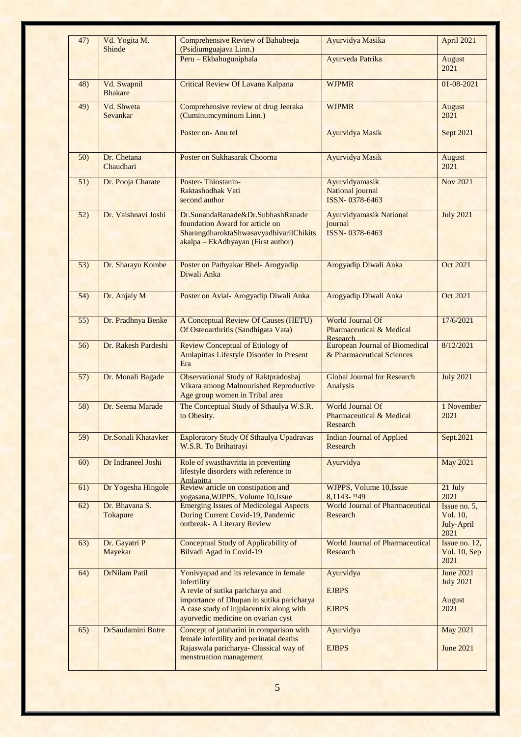| 47) | Vd. Yogita M. Shinde | Comprehensive Review of Bahubeeja (Psidiumguajava Linn.) | Ayurvidya Masika | April 2021 |
|---|---|---|---|---|
| | | Peru – Ekbahuguniphala | Ayurveda Patrika | August 2021 |
| 48) | Vd. Swapnil Bhakare | Critical Review Of Lavana Kalpana | WJPMR | 01-08-2021 |
| 49) | Vd. Shweta Sevankar | Comprehensive review of drug Jeeraka (Cuminumcyminum Linn.) | WJPMR | August 2021 |
| | | Poster on- Anu tel | Ayurvidya Masik | Sept 2021 |
| 50) | Dr. Chetana Chaudhari | Poster on Sukhasarak Choorna | Ayurvidya Masik | August 2021 |
| 51) | Dr. Pooja Charate | Poster- Thiostanin- Raktashodhak Vati second author | Ayurvidyamasik National journal ISSN- 0378-6463 | Nov 2021 |
| 52) | Dr. Vaishnavi Joshi | Dr.SunandaRanade&Dr.SubhashRanade foundation Award for article on SharangdharoktaShwasavyadhivarilChikitsakalpa – EkAdhyayan (First author) | Ayurvidyamasik National journal ISSN- 0378-6463 | July 2021 |
| 53) | Dr. Sharayu Kombe | Poster on Pathyakar Bhel- Arogyadip Diwali Anka | Arogyadip Diwali Anka | Oct 2021 |
| 54) | Dr. Anjaly M | Poster on Avial- Arogyadip Diwali Anka | Arogyadip Diwali Anka | Oct 2021 |
| 55) | Dr. Pradhnya Benke | A Conceptual Review Of Causes (HETU) Of Osteoarthritis (Sandhigata Vata) | World Journal Of Pharmaceutical & Medical Research | 17/6/2021 |
| 56) | Dr. Rakesh Pardeshi | Review Conceptual of Etiology of Amlapittas Lifestyle Disorder In Present Era | European Journal of Biomedical & Pharmaceutical Sciences | 8/12/2021 |
| 57) | Dr. Monali Bagade | Observational Study of Raktpradoshaj Vikara among Malnourished Reproductive Age group women in Tribal area | Global Journal for Research Analysis | July 2021 |
| 58) | Dr. Seema Marade | The Conceptual Study of Sthaulya W.S.R. to Obesity. | World Journal Of Pharmaceutical & Medical Research | 1 November 2021 |
| 59) | Dr.Sonali Khatavker | Exploratory Study Of Sthaulya Upadravas W.S.R. To Brihatrayi | Indian Journal of Applied Research | Sept.2021 |
| 60) | Dr Indraneel Joshi | Role of swasthavritta in preventing lifestyle disorders with reference to Amlapitta | Ayurvidya | May 2021 |
| 61) | Dr Yogesha Hingole | Review article on constipation and yogasana,WJPPS, Volume 10,Issue | WJPPS, Volume 10,Issue 8,1143- 1149 | 21 July 2021 |
| 62) | Dr. Bhavana S. Tokapure | Emerging Issues of Medicolegal Aspects During Current Covid-19, Pandemic outbreak- A Literary Review | World Journal of Pharmaceutical Research | Issue no. 5, Vol. 10, July-April 2021 |
| 63) | Dr. Gayatri P Mayekar | Conceptual Study of Applicability of Bilvadi Agad in Covid-19 | World Journal of Pharmaceutical Research | Issue no. 12, Vol. 10, Sep 2021 |
| 64) | DrNilam Patil | Yonivyapad and its relevance in female infertility<br>A revie of sutika paricharya and importance of Dhupan in sutika paricharya<br>A case study of injplacentrix along with ayurvedic medicine on ovarian cyst | Ayurvidya<br>EJBPS<br>EJBPS | June 2021<br>July 2021<br>August 2021 |
| 65) | DrSaudamini Botre | Concept of jataharini in comparison with female infertility and perinatal deaths<br>Rajaswala paricharya- Classical way of menstruation management | Ayurvidya<br>EJBPS | May 2021<br>June 2021 |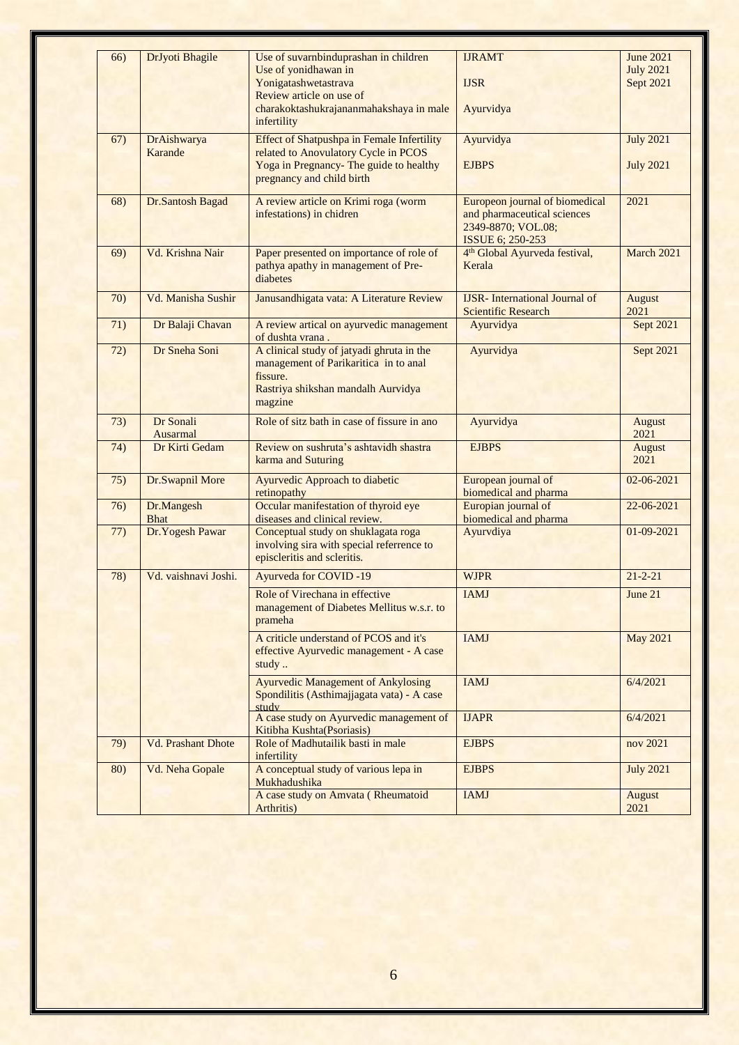| | | | | |
|---|---|---|---|---|
| 66) | DrJyoti Bhagile | Use of suvarnbinduprashan in children<br>Use of yonidhawan in Yonigatashwetastrava<br>Review article on use of charakoktashukrajananmahakshaya in male infertility | IJRAMT<br><br>IJSR<br><br>Ayurvidya | June 2021<br>July 2021<br>Sept 2021 |
| 67) | DrAishwarya Karande | Effect of Shatpushpa in Female Infertility related to Anovulatory Cycle in PCOS<br>Yoga in Pregnancy- The guide to healthy pregnancy and child birth | Ayurvidya<br><br>EJBPS | July 2021<br><br>July 2021 |
| 68) | Dr.Santosh Bagad | A review article on Krimi roga (worm infestations) in chidren | Europeon journal of biomedical and pharmaceutical sciences 2349-8870; VOL.08; ISSUE 6; 250-253 | 2021 |
| 69) | Vd. Krishna Nair | Paper presented on importance of role of pathya apathy in management of Pre-diabetes | 4th Global Ayurveda festival, Kerala | March 2021 |
| 70) | Vd. Manisha Sushir | Janusandhigata vata: A Literature Review | IJSR- International Journal of Scientific Research | August 2021 |
| 71) | Dr Balaji Chavan | A review artical on ayurvedic management of dushta vrana . | Ayurvidya | Sept 2021 |
| 72) | Dr Sneha Soni | A clinical study of jatyadi ghruta in the management of Parikaritica in to anal fissure.<br>Rastriya shikshan mandalh Aurvidya magzine | Ayurvidya | Sept 2021 |
| 73) | Dr Sonali Ausarmal | Role of sitz bath in case of fissure in ano | Ayurvidya | August 2021 |
| 74) | Dr Kirti Gedam | Review on sushruta's ashtavidh shastra karma and Suturing | EJBPS | August 2021 |
| 75) | Dr.Swapnil More | Ayurvedic Approach to diabetic retinopathy | European journal of biomedical and pharma | 02-06-2021 |
| 76) | Dr.Mangesh Bhat | Occular manifestation of thyroid eye diseases and clinical review. | Europian journal of biomedical and pharma | 22-06-2021 |
| 77) | Dr.Yogesh Pawar | Conceptual study on shuklagata roga involving sira with special referrence to episcleritis and scleritis. | Ayurvdiya | 01-09-2021 |
| 78) | Vd. vaishnavi Joshi. | Ayurveda for COVID -19 | WJPR | 21-2-21 |
| | | Role of Virechana in effective management of Diabetes Mellitus w.s.r. to prameha | IAMJ | June 21 |
| | | A criticle understand of PCOS and it's effective Ayurvedic management - A case study .. | IAMJ | May 2021 |
| | | Ayurvedic Management of Ankylosing Spondilitis (Asthimajjagata vata) - A case study | IAMJ | 6/4/2021 |
| | | A case study on Ayurvedic management of Kitibha Kushta(Psoriasis) | IJAPR | 6/4/2021 |
| 79) | Vd. Prashant Dhote | Role of Madhutailik basti in male infertility | EJBPS | nov 2021 |
| 80) | Vd. Neha Gopale | A conceptual study of various lepa in Mukhadushika | EJBPS | July 2021 |
| | | A case study on Amvata ( Rheumatoid Arthritis) | IAMJ | August 2021 |